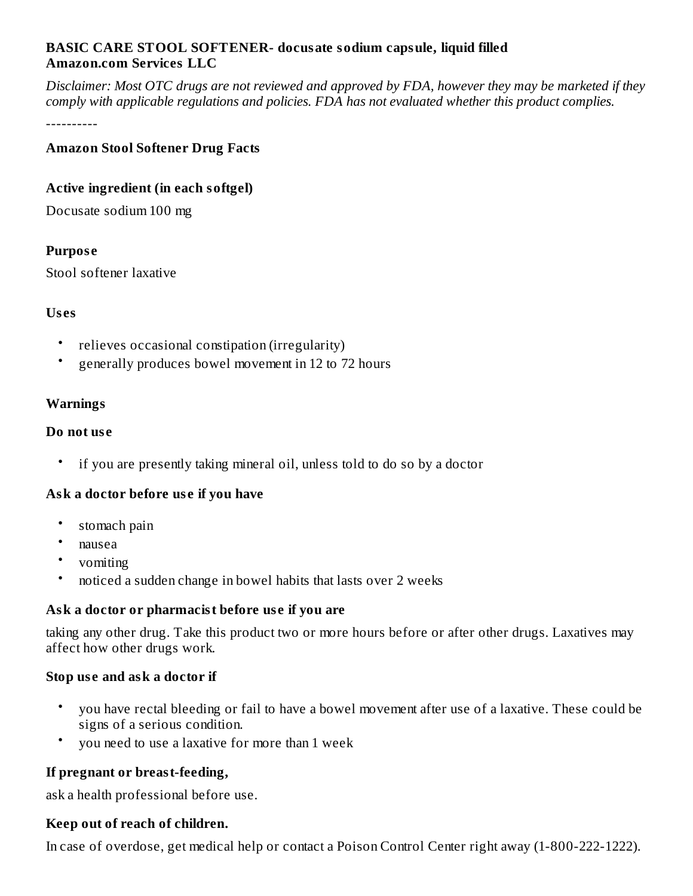**BASIC CARE STOOL SOFTENER- docusate sodium capsule, liquid filled**
**Amazon.com Services LLC**

*Disclaimer: Most OTC drugs are not reviewed and approved by FDA, however they may be marketed if they comply with applicable regulations and policies. FDA has not evaluated whether this product complies.*

----------

### Amazon Stool Softener Drug Facts

#### Active ingredient (in each softgel)

Docusate sodium 100 mg

#### Purpose

Stool softener laxative

#### Uses

- relieves occasional constipation (irregularity)
- generally produces bowel movement in 12 to 72 hours

#### Warnings

#### Do not use

- if you are presently taking mineral oil, unless told to do so by a doctor

#### Ask a doctor before use if you have

- stomach pain
- nausea
- vomiting
- noticed a sudden change in bowel habits that lasts over 2 weeks

#### Ask a doctor or pharmacist before use if you are

taking any other drug. Take this product two or more hours before or after other drugs. Laxatives may affect how other drugs work.

#### Stop use and ask a doctor if

- you have rectal bleeding or fail to have a bowel movement after use of a laxative. These could be signs of a serious condition.
- you need to use a laxative for more than 1 week

#### If pregnant or breast-feeding,

ask a health professional before use.

#### Keep out of reach of children.

In case of overdose, get medical help or contact a Poison Control Center right away (1-800-222-1222).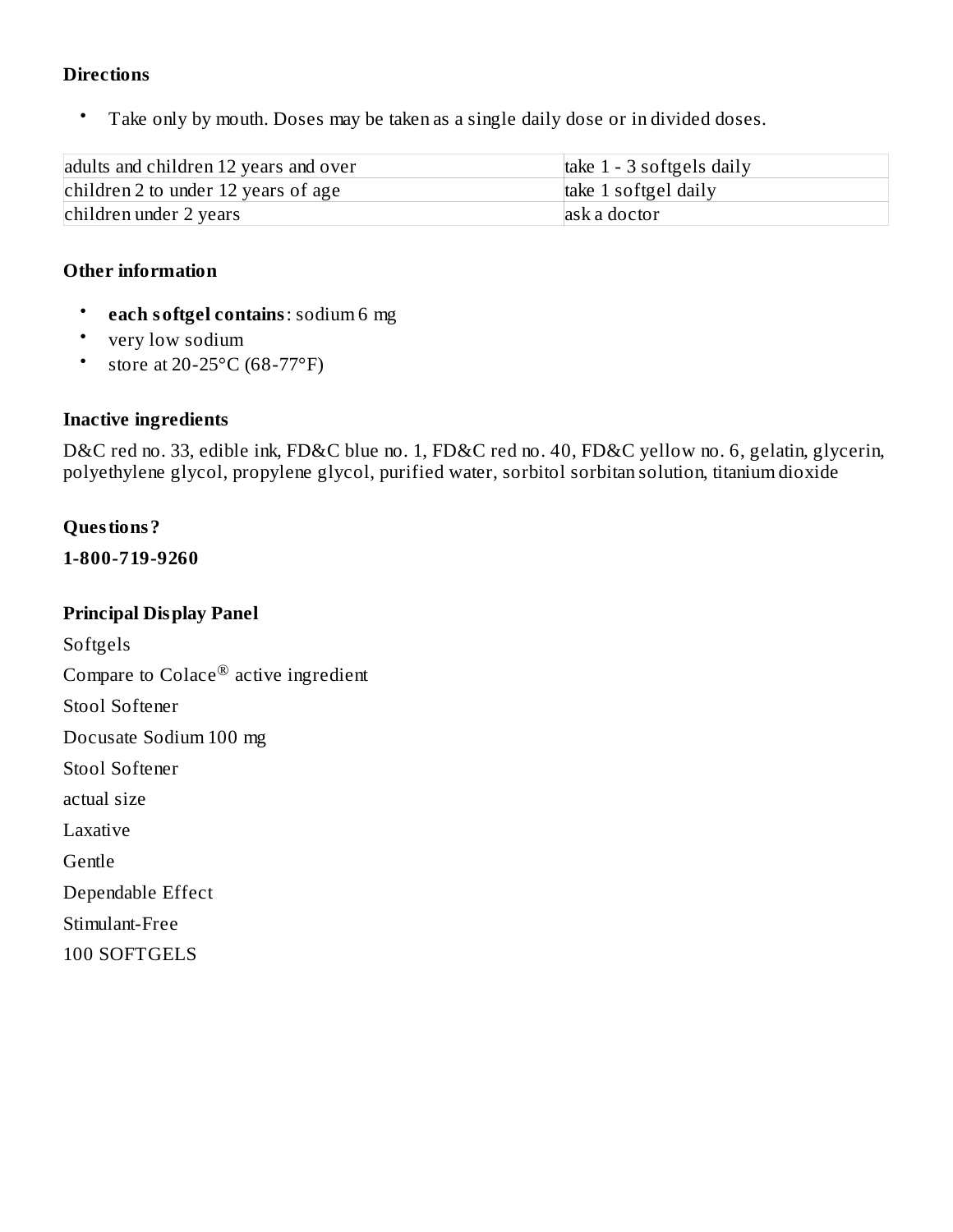### Directions

- Take only by mouth. Doses may be taken as a single daily dose or in divided doses.

| adults and children 12 years and over | take 1 - 3 softgels daily |
| --- | --- |
| children 2 to under 12 years of age | take 1 softgel daily |
| children under 2 years | ask a doctor |

### Other information

- **each softgel contains**: sodium 6 mg
- very low sodium
- store at 20-25°C (68-77°F)

### Inactive ingredients

D&C red no. 33, edible ink, FD&C blue no. 1, FD&C red no. 40, FD&C yellow no. 6, gelatin, glycerin, polyethylene glycol, propylene glycol, purified water, sorbitol sorbitan solution, titanium dioxide

### Questions?

**1-800-719-9260**

### Principal Display Panel

Softgels

Compare to Colace® active ingredient

Stool Softener

Docusate Sodium 100 mg

Stool Softener

actual size

Laxative

Gentle

Dependable Effect

Stimulant-Free

100 SOFTGELS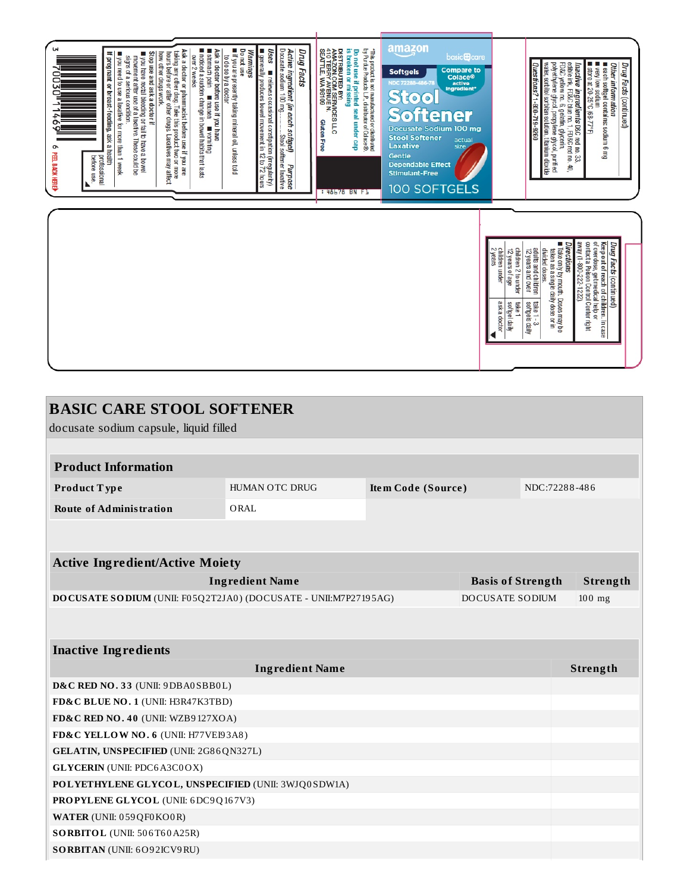**amazon** basic care

Softgels

Compare to Colace® active ingredient*

NDC 72288-486-78

# Stool Softener

Docusate Sodium 100 mg

Stool Softener Laxative

actual size

Gentle

Dependable Effect

Stimulant-Free

100 SOFTGELS

*This product is not manufactured or distributed by Purdue Products L.P., distributor of Colace®.

Do not use if printed seal under cap is broken or missing

DISTRIBUTED BY: AMAZON.COM SERVICES LLC 410 TERRY AVENUE N. SEATTLE, WA 98109

Gluten Free

## Drug Facts

**Active ingredient (in each softgel)** — **Purpose**

Docusate sodium 100 mg.........Stool softener laxative

**Uses**
- relieves occasional constipation (irregularity)
- generally produces bowel movement in 12 to 72 hours

**Warnings**

**Do not use**
- if you are presently taking mineral oil, unless told to do so by a doctor

**Ask a doctor before use if you have**
- stomach pain
- nausea
- vomiting
- noticed a sudden change in bowel habits that lasts over 2 weeks

**Ask a doctor or pharmacist before use if you are** taking any other drug. Take this product two or more hours before or after other drugs. Laxatives may affect how other drugs work.

**Stop use and ask a doctor if**
- you have rectal bleeding or fail to have a bowel movement after use of a laxative. These could be signs of a serious condition.
- you need to use a laxative for more than 1 week

**If pregnant or breast-feeding,** ask a health professional before use.

3 70030 11469 6 PEEL BACK HERE

## Drug Facts (continued)

**Keep out of reach of children.** In case of overdose, get medical help or contact a Poison Control Center right away (1-800-222-1222).

**Directions**
- Take only by mouth. Doses may be taken as a single daily dose or in divided doses.

| | |
|---|---|
| adults and children 12 years and over | take 1 - 3 softgels daily |
| children 2 to under 12 years of age | take 1 softgel daily |
| children under 2 years | ask a doctor |

## Drug Facts (continued)

**Other information**
- each softgel contains: sodium 6 mg
- very low sodium
- store at 20-25°C (68-77°F)

**Inactive ingredients** D&C red no. 33, edible ink, FD&C blue no. 1, FD&C red no. 40, FD&C yellow no. 6, gelatin, glycerin, polyethylene glycol, propylene glycol, purified water, sorbitol sorbitan solution, titanium dioxide

**Questions?** 1-800-719-9260

# BASIC CARE STOOL SOFTENER

docusate sodium capsule, liquid filled

| Product Information | | | |
|---|---|---|---|
| **Product Type** | HUMAN OTC DRUG | **Item Code (Source)** | NDC:72288-486 |
| **Route of Administration** | ORAL | | |

| Active Ingredient/Active Moiety | | |
|---|---|---|
| **Ingredient Name** | **Basis of Strength** | **Strength** |
| **DOCUSATE SODIUM** (UNII: F05Q2T2JA0) (DOCUSATE - UNII:M7P27195AG) | DOCUSATE SODIUM | 100 mg |

| Inactive Ingredients | |
|---|---|
| **Ingredient Name** | **Strength** |
| **D&C RED NO. 33** (UNII: 9DBA0SBB0L) | |
| **FD&C BLUE NO. 1** (UNII: H3R47K3TBD) | |
| **FD&C RED NO. 40** (UNII: WZB9127XOA) | |
| **FD&C YELLOW NO. 6** (UNII: H77VEI93A8) | |
| **GELATIN, UNSPECIFIED** (UNII: 2G86QN327L) | |
| **GLYCERIN** (UNII: PDC6A3C0OX) | |
| **POLYETHYLENE GLYCOL, UNSPECIFIED** (UNII: 3WJQ0SDW1A) | |
| **PROPYLENE GLYCOL** (UNII: 6DC9Q167V3) | |
| **WATER** (UNII: 059QF0KO0R) | |
| **SORBITOL** (UNII: 506T60A25R) | |
| **SORBITAN** (UNII: 6O92ICV9RU) | |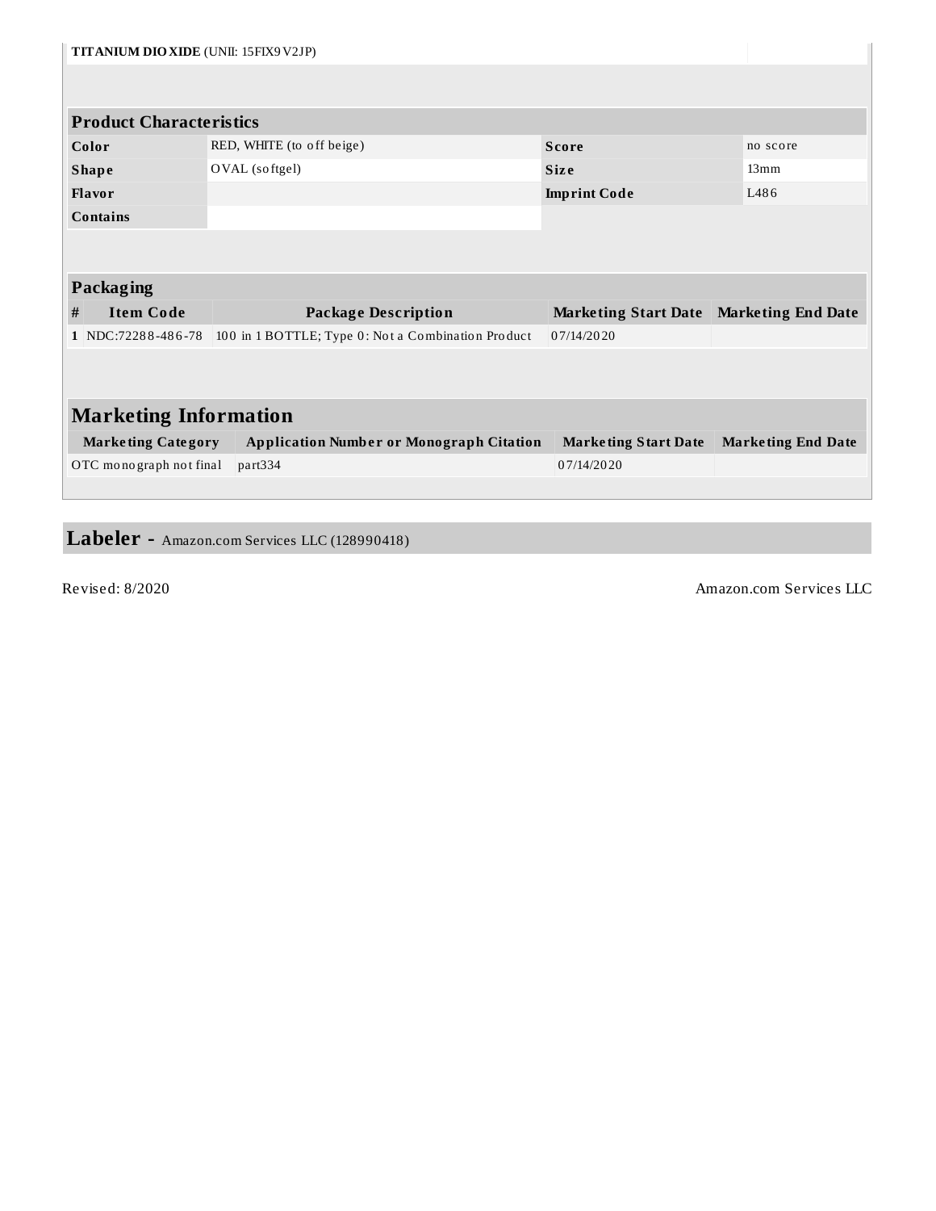| | |
|---|---|
| **TITANIUM DIOXIDE** (UNII: 15FIX9V2JP) | |

| Product Characteristics | | | |
|---|---|---|---|
| **Color** | RED, WHITE (to off beige) | **Score** | no score |
| **Shape** | OVAL (softgel) | **Size** | 13mm |
| **Flavor** | | **Imprint Code** | L486 |
| **Contains** | | | |

| Packaging | | | | |
|---|---|---|---|---|
| **#** | **Item Code** | **Package Description** | **Marketing Start Date** | **Marketing End Date** |
| **1** | NDC:72288-486-78 | 100 in 1 BOTTLE; Type 0: Not a Combination Product | 07/14/2020 | |

| Marketing Information | | | |
|---|---|---|---|
| **Marketing Category** | **Application Number or Monograph Citation** | **Marketing Start Date** | **Marketing End Date** |
| OTC monograph not final | part334 | 07/14/2020 | |

## Labeler - Amazon.com Services LLC (128990418)

Revised: 8/2020

Amazon.com Services LLC